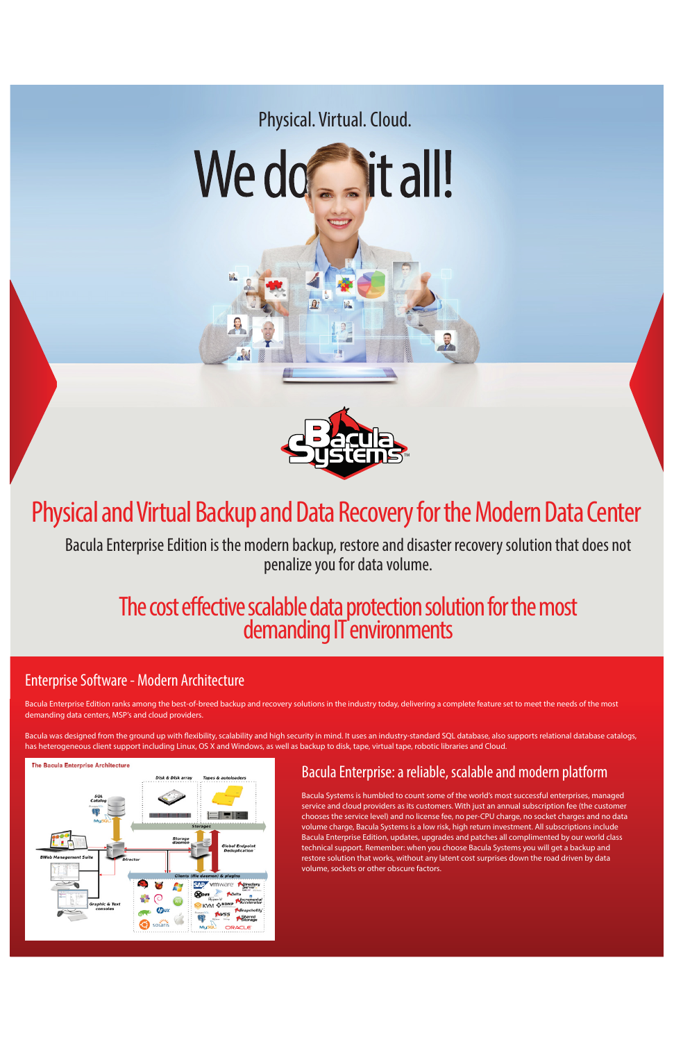Physical. Virtual. Cloud.

# We do it all!

# Physical and Virtual Backup and Data Recovery for the Modern Data Center

Bacula Enterprise Edition is the modern backup, restore and disaster recovery solution that does not penalize you for data volume.

## The cost effective scalable data protection solution for the most demanding IT environments

## Enterprise Software - Modern Architecture

Bacula Enterprise Edition ranks among the best-of-breed backup and recovery solutions in the industry today, delivering a complete feature set to meet the needs of the most demanding data centers, MSP's and cloud providers.

Bacula was designed from the ground up with flexibility, scalability and high security in mind. It uses an industry-standard SQL database, also supports relational database catalogs, has heterogeneous client support including Linux, OS X and Windows, as well as backup to disk, tape, virtual tape, robotic libraries and Cloud.

The Bacula Enterprise Architecture

## Bacula Enterprise: a reliable, scalable and modern platform

Bacula Systems is humbled to count some of the world's most successful enterprises, managed service and cloud providers as its customers. With just an annual subscription fee (the customer chooses the service level) and no license fee, no per-CPU charge, no socket charges and no data volume charge, Bacula Systems is a low risk, high return investment. All subscriptions include Bacula Enterprise Edition, updates, upgrades and patches all complimented by our world class technical support. Remember: when you choose Bacula Systems you will get a backup and restore solution that works, without any latent cost surprises down the road driven by data volume, sockets or other obscure factors.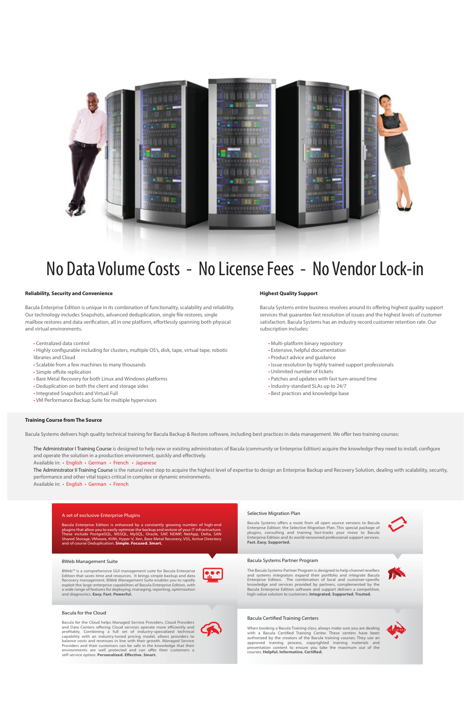# No Data Volume Costs - No License Fees - No Vendor Lock-in

### Reliability, Security and Convenience

Bacula Enterprise Edition is unique in its combination of functionality, scalability and reliability. Our technology includes Snapshots, advanced deduplication, single file restores, single mailbox restores and data verification, all in one platform, effortlessly spanning both physical and virtual environments.

- Centralized data control
- Highly configurable including for clusters, multiple OS's, disk, tape, virtual tape, robotic libraries and Cloud
- Scalable from a few machines to many thousands
- Simple offsite replication
- Bare Metal Recovery for both Linux and Windows platforms
- Deduplication on both the client and storage sides
- Integrated Snapshots and Virtual Full
- VM Performance Backup Suite for multiple hypervisors

### Highest Quality Support

Bacula Systems entire business revolves around its offering highest quality support services that guarantee fast resolution of issues and the highest levels of customer satisfaction. Bacula Systems has an industry record customer retention rate. Our subscription includes:

- Multi-platform binary repository
- Extensive, helpful documentation
- Product advice and guidance
- Issue resolution by highly trained support professionals
- Unlimited number of tickets
- Patches and updates with fast turn-around time
- Industry-standard SLAs up to 24/7
- Best practices and knowledge base

### Training Course from The Source

Bacula Systems delivers high quality technical training for Bacula Backup & Restore software, including best practices in data management. We offer two training courses:

The Administrator I Training Course is designed to help new or existing administrators of Bacula (community or Enterprise Edition) acquire the knowledge they need to install, configure and operate the solution in a production environment, quickly and effectively.
Available in: • English • German • French • Japanese

The Administrator II Training Course is the natural next step to acquire the highest level of expertise to design an Enterprise Backup and Recovery Solution, dealing with scalability, security, performance and other vital topics critical in complex or dynamic environments.
Available in: • English • German • French

### A set of exclusive Enterprise Plugins

Bacula Enterprise Edition is enhanced by a constantly growing number of high-end plugins that allow you to easily optimize the backup and restore of your IT infrastructure. These include PostgreSQL, MSSQL, MySQL, Oracle, SAP, NDMP, NetApp, Delta, SAN Shared Storage, VMware, KVM, Hyper-V, Xen, Bare Metal Recovery, VSS, Active Directory and of course Deduplication. **Simple. Focused. Smart.**

### Selective Migration Plan

Bacula Systems offers a route from all open source versions to Bacula Enterprise Edition: the Selective Migration Plan. This special package of plugins, consulting and training fast-tracks your move to Bacula Enterprise Edition and its world-renowned professional support services. **Fast. Easy. Supported.**

### BWeb Management Suite

BWeb™ is a comprehensive GUI management suite for Bacula Enterprise Edition that saves time and resources. It brings simple backup and data Recovery management. BWeb Management Suite enables you to rapidly exploit the large-enterprise capabilities of Bacula Enterprise Edition, with a wide range of features for deploying, managing, reporting, optimization and diagnostics. **Easy. Fast. Powerful.**

### Bacula Systems Partner Program

The Bacula Systems Partner Program is designed to help channel resellers and systems integrators expand their portfolio and integrate Bacula Enterprise Edition. The combination of local and customer-specific knowledge and services provided by partners, complemented by the Bacula Enterprise Edition software and support delivers a competitive, high-value solution to customers. **Integrated. Supported. Trusted.**

### Bacula for the Cloud

Bacula for the Cloud helps Managed Service Providers, Cloud Providers and Data Centers offering Cloud services operate more efficiently and profitably. Combining a full set of industry-specialized technical capability with an industry-tuned pricing model, allows providers to balance costs and revenues in line with their growth. Managed Service Providers and their customers can be safe in the knowledge that their environments are well protected and can offer their customers a self-service option. **Personalized. Effective. Smart.**

### Bacula Certified Training Centers

When booking a Bacula Training class, always make sure you are dealing with a Bacula Certified Training Center. These centers have been authorized by the creators of the Bacula training courses. They use an approved training process, copyrighted training materials and presentation content to ensure you take the maximum out of the courses. **Helpful. Informative. Certified.**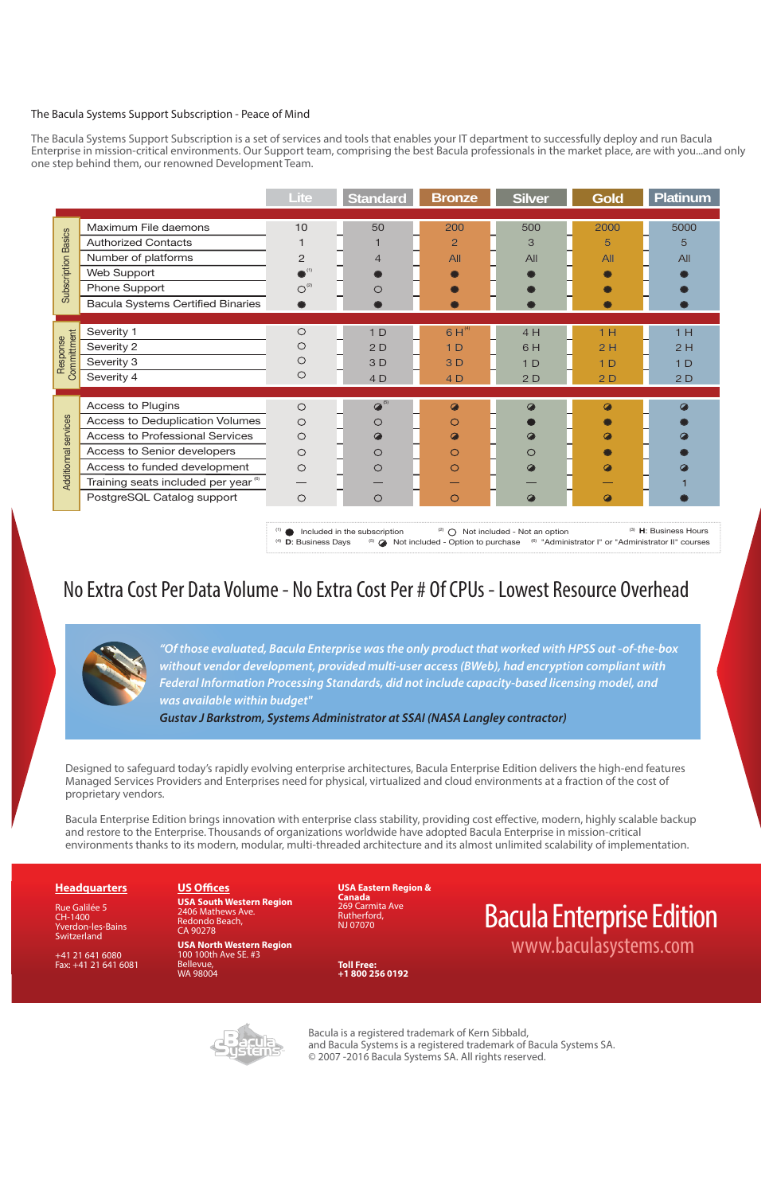The Bacula Systems Support Subscription - Peace of Mind

The Bacula Systems Support Subscription is a set of services and tools that enables your IT department to successfully deploy and run Bacula Enterprise in mission-critical environments. Our Support team, comprising the best Bacula professionals in the market place, are with you...and only one step behind them, our renowned Development Team.

| | | Lite | Standard | Bronze | Silver | Gold | Platinum |
|---|---|---|---|---|---|---|---|
| Subscription Basics | Maximum File daemons | 10 | 50 | 200 | 500 | 2000 | 5000 |
| | Authorized Contacts | 1 | 1 | 2 | 3 | 5 | 5 |
| | Number of platforms | 2 | 4 | All | All | All | All |
| | Web Support | ● (1) | ● | ● | ● | ● | ● |
| | Phone Support | ○ (2) | ○ | ● | ● | ● | ● |
| | Bacula Systems Certified Binaries | ● | ● | ● | ● | ● | ● |
| Response Committment | Severity 1 | ○ | 1 D | 6 H (4) | 4 H | 1 H | 1 H |
| | Severity 2 | ○ | 2 D | 1 D | 6 H | 2 H | 2 H |
| | Severity 3 | ○ | 3 D | 3 D | 1 D | 1 D | 1 D |
| | Severity 4 | ○ | 4 D | 4 D | 2 D | 2 D | 2 D |
| Additional services | Access to Plugins | ○ | ◕ (5) | ◕ | ◕ | ◕ | ◕ |
| | Access to Deduplication Volumes | ○ | ○ | ○ | ● | ● | ● |
| | Access to Professional Services | ○ | ◕ | ◕ | ◕ | ◕ | ◕ |
| | Access to Senior developers | ○ | ○ | ○ | ○ | ● | ● |
| | Access to funded development | ○ | ○ | ○ | ◕ | ◕ | ◕ |
| | Training seats included per year (6) | — | — | — | — | — | 1 |
| | PostgreSQL Catalog support | ○ | ○ | ○ | ◕ | ◕ | ● |

(1) ● Included in the subscription (2) ○ Not included - Not an option (3) H: Business Hours
(4) D: Business Days (5) ◕ Not included - Option to purchase (6) "Administrator I" or "Administrator II" courses

## No Extra Cost Per Data Volume - No Extra Cost Per # Of CPUs - Lowest Resource Overhead

*"Of those evaluated, Bacula Enterprise was the only product that worked with HPSS out -of-the-box without vendor development, provided multi-user access (BWeb), had encryption compliant with Federal Information Processing Standards, did not include capacity-based licensing model, and was available within budget"*
***Gustav J Barkstrom, Systems Administrator at SSAI (NASA Langley contractor)***

Designed to safeguard today's rapidly evolving enterprise architectures, Bacula Enterprise Edition delivers the high-end features Managed Services Providers and Enterprises need for physical, virtualized and cloud environments at a fraction of the cost of proprietary vendors.

Bacula Enterprise Edition brings innovation with enterprise class stability, providing cost effective, modern, highly scalable backup and restore to the Enterprise. Thousands of organizations worldwide have adopted Bacula Enterprise in mission-critical environments thanks to its modern, modular, multi-threaded architecture and its almost unlimited scalability of implementation.

**Headquarters**
Rue Galilée 5
CH-1400
Yverdon-les-Bains
Switzerland

+41 21 641 6080
Fax: +41 21 641 6081

**US Offices**
**USA South Western Region**
2406 Mathews Ave.
Redondo Beach,
CA 90278

**USA North Western Region**
100 100th Ave SE. #3
Bellevue,
WA 98004

**USA Eastern Region & Canada**
269 Carmita Ave
Rutherford,
NJ 07070

**Toll Free:**
**+1 800 256 0192**

**Bacula Enterprise Edition**
www.baculasystems.com

Bacula is a registered trademark of Kern Sibbald,
and Bacula Systems is a registered trademark of Bacula Systems SA.
© 2007 -2016 Bacula Systems SA. All rights reserved.